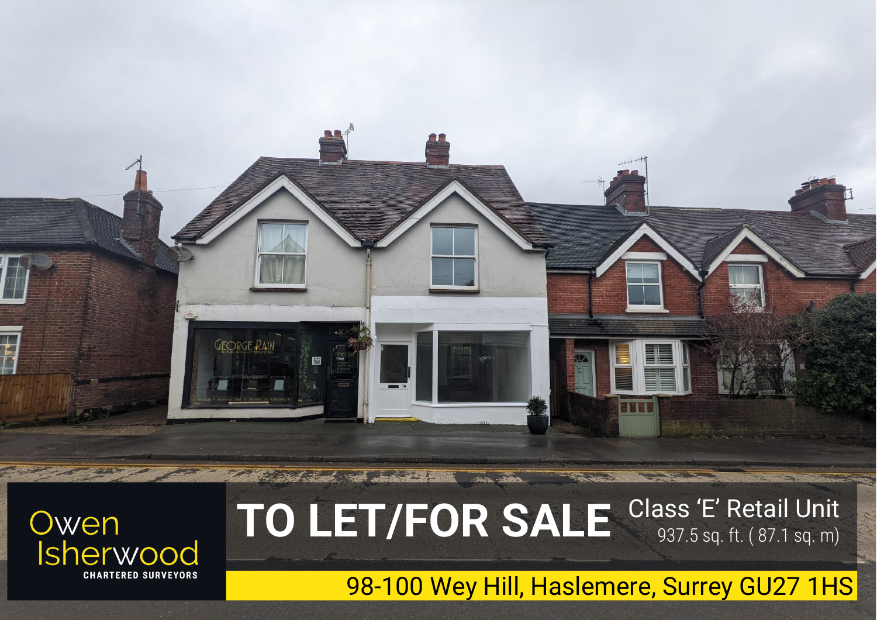Owen Isherwood

CHARTERED SURVEYORS

# TO LET/FOR SALE

Class 'E' Retail Unit

937.5 sq. ft. ( 87.1 sq. m)

## 98-100 Wey Hill, Haslemere, Surrey GU27 1HS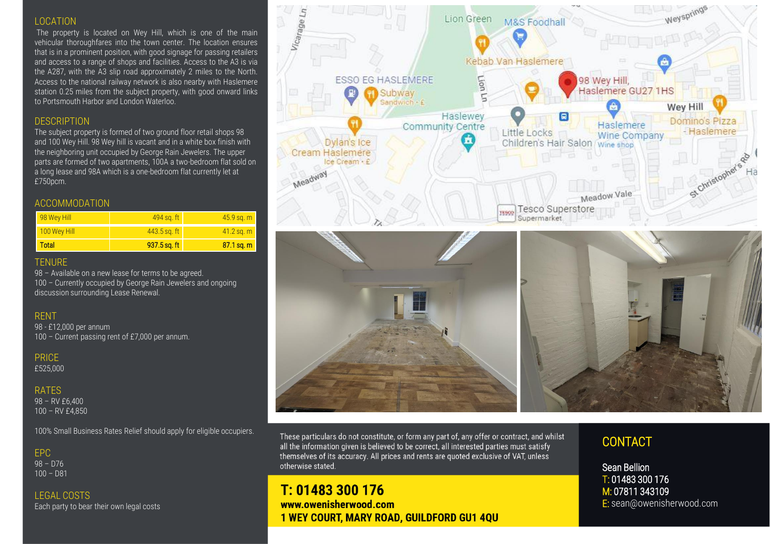## LOCATION

The property is located on Wey Hill, which is one of the main vehicular thoroughfares into the town center. The location ensures that is in a prominent position, with good signage for passing retailers and access to a range of shops and facilities. Access to the A3 is via the A287, with the A3 slip road approximately 2 miles to the North. Access to the national railway network is also nearby with Haslemere station 0.25 miles from the subject property, with good onward links to Portsmouth Harbor and London Waterloo.

## DESCRIPTION

The subject property is formed of two ground floor retail shops 98 and 100 Wey Hill. 98 Wey hill is vacant and in a white box finish with the neighboring unit occupied by George Rain Jewelers. The upper parts are formed of two apartments, 100A a two-bedroom flat sold on a long lease and 98A which is a one-bedroom flat currently let at £750pcm.

## ACCOMMODATION

| | | |
|---|---|---|
| 98 Wey Hill | 494 sq. ft | 45.9 sq. m |
| 100 Wey Hill | 443.5 sq. ft | 41.2 sq. m |
| Total | 937.5 sq. ft | 87.1 sq. m |

## TENURE

98 – Available on a new lease for terms to be agreed.
100 – Currently occupied by George Rain Jewelers and ongoing discussion surrounding Lease Renewal.

## RENT

98 - £12,000 per annum
100 – Current passing rent of £7,000 per annum.

## PRICE

£525,000

## RATES

98 – RV £6,400
100 – RV £4,850

100% Small Business Rates Relief should apply for eligible occupiers.

## EPC

98 – D76
100 – D81

## LEGAL COSTS

Each party to bear their own legal costs

These particulars do not constitute, or form any part of, any offer or contract, and whilst all the information given is believed to be correct, all interested parties must satisfy themselves of its accuracy. All prices and rents are quoted exclusive of VAT, unless otherwise stated.

**T: 01483 300 176**
**www.owenisherwood.com**
**1 WEY COURT, MARY ROAD, GUILDFORD GU1 4QU**

## CONTACT

Sean Bellion
T: 01483 300 176
M: 07811 343109
E: sean@owenisherwood.com